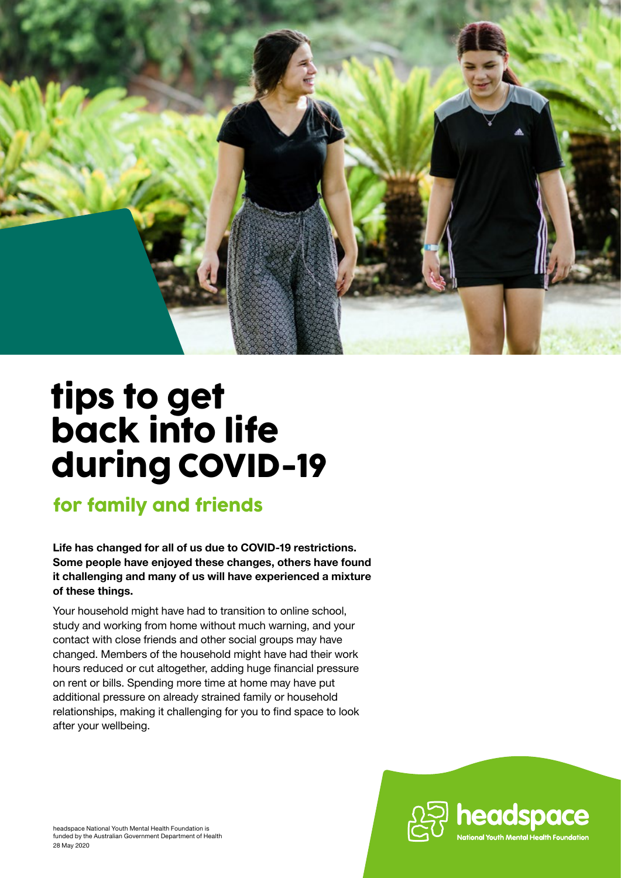# tips to get back into life during COVID-19

## for family and friends

**Life has changed for all of us due to COVID-19 restrictions. Some people have enjoyed these changes, others have found it challenging and many of us will have experienced a mixture of these things.**

Your household might have had to transition to online school, study and working from home without much warning, and your contact with close friends and other social groups may have changed. Members of the household might have had their work hours reduced or cut altogether, adding huge financial pressure on rent or bills. Spending more time at home may have put additional pressure on already strained family or household relationships, making it challenging for you to find space to look after your wellbeing.

headspace National Youth Mental Health Foundation is funded by the Australian Government Department of Health
28 May 2020

headspace
National Youth Mental Health Foundation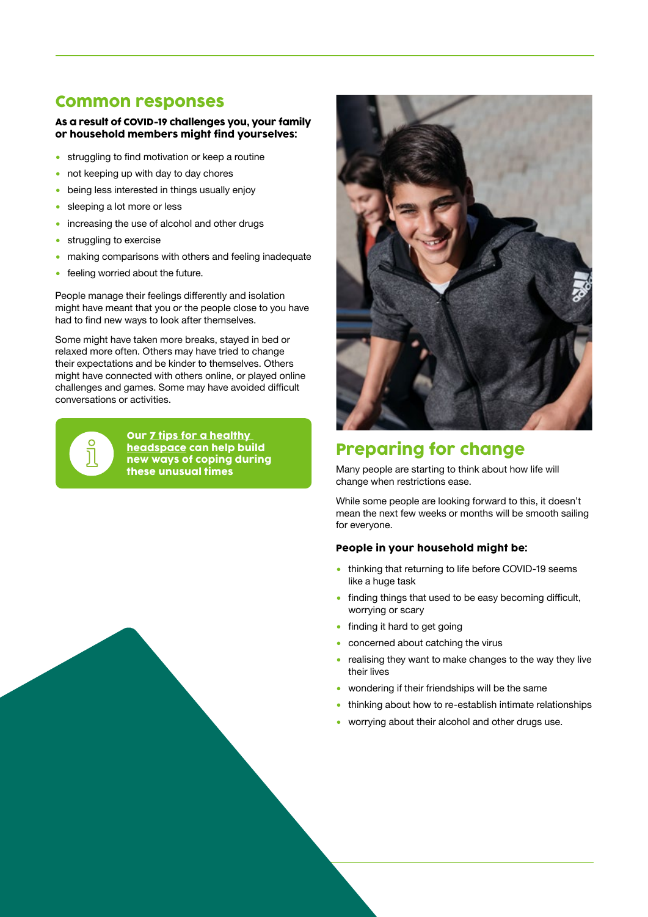## Common responses

**As a result of COVID-19 challenges you, your family or household members might find yourselves:**

- struggling to find motivation or keep a routine
- not keeping up with day to day chores
- being less interested in things usually enjoy
- sleeping a lot more or less
- increasing the use of alcohol and other drugs
- struggling to exercise
- making comparisons with others and feeling inadequate
- feeling worried about the future.

People manage their feelings differently and isolation might have meant that you or the people close to you have had to find new ways to look after themselves.

Some might have taken more breaks, stayed in bed or relaxed more often. Others may have tried to change their expectations and be kinder to themselves. Others might have connected with others online, or played online challenges and games. Some may have avoided difficult conversations or activities.

**Our 7 tips for a healthy headspace can help build new ways of coping during these unusual times**

## Preparing for change

Many people are starting to think about how life will change when restrictions ease.

While some people are looking forward to this, it doesn't mean the next few weeks or months will be smooth sailing for everyone.

**People in your household might be:**

- thinking that returning to life before COVID-19 seems like a huge task
- finding things that used to be easy becoming difficult, worrying or scary
- finding it hard to get going
- concerned about catching the virus
- realising they want to make changes to the way they live their lives
- wondering if their friendships will be the same
- thinking about how to re-establish intimate relationships
- worrying about their alcohol and other drugs use.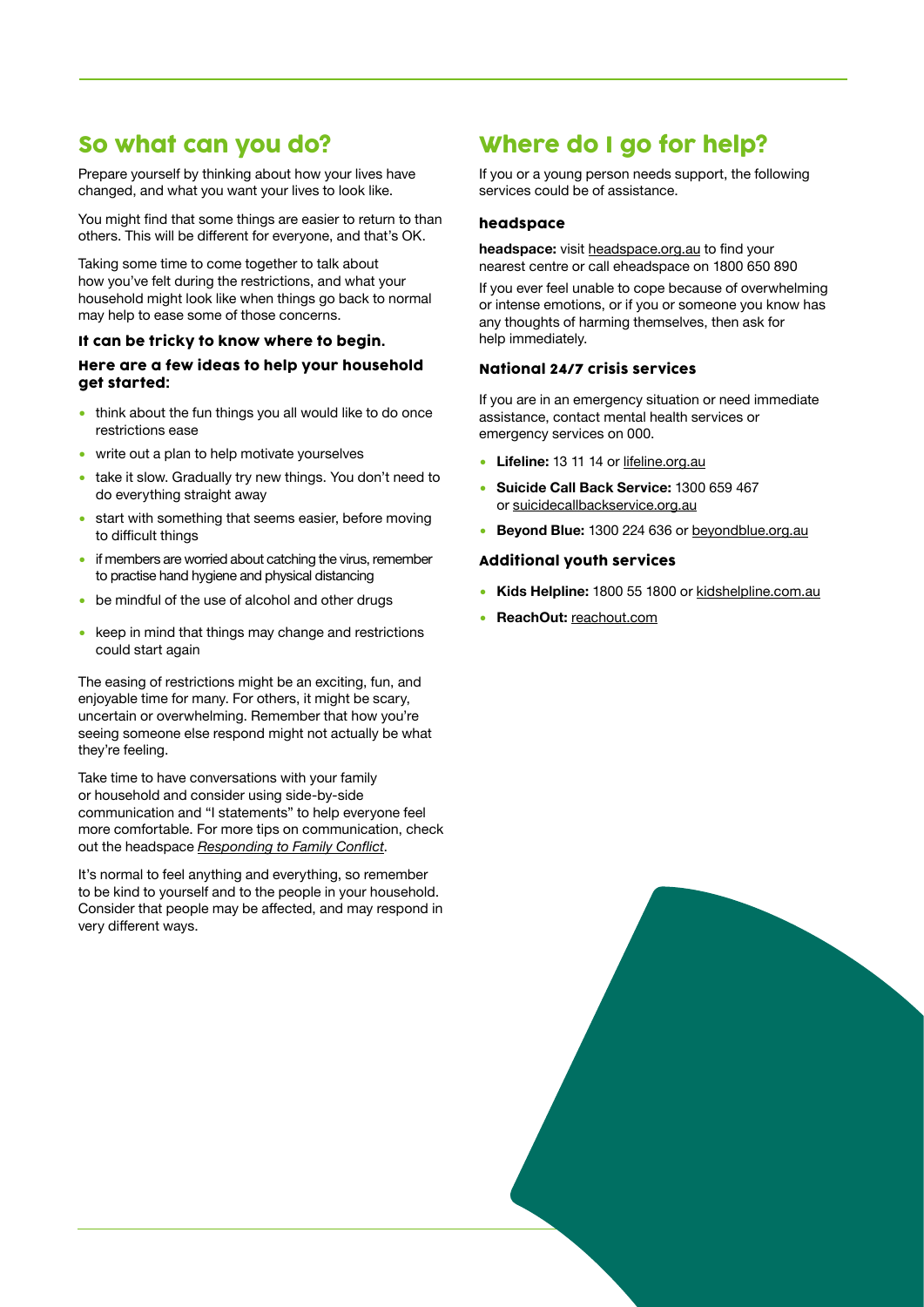## So what can you do?

Prepare yourself by thinking about how your lives have changed, and what you want your lives to look like.

You might find that some things are easier to return to than others. This will be different for everyone, and that's OK.

Taking some time to come together to talk about how you've felt during the restrictions, and what your household might look like when things go back to normal may help to ease some of those concerns.

### It can be tricky to know where to begin.

### Here are a few ideas to help your household get started:

- think about the fun things you all would like to do once restrictions ease
- write out a plan to help motivate yourselves
- take it slow. Gradually try new things. You don't need to do everything straight away
- start with something that seems easier, before moving to difficult things
- if members are worried about catching the virus, remember to practise hand hygiene and physical distancing
- be mindful of the use of alcohol and other drugs
- keep in mind that things may change and restrictions could start again

The easing of restrictions might be an exciting, fun, and enjoyable time for many. For others, it might be scary, uncertain or overwhelming. Remember that how you're seeing someone else respond might not actually be what they're feeling.

Take time to have conversations with your family or household and consider using side-by-side communication and "I statements" to help everyone feel more comfortable. For more tips on communication, check out the headspace *Responding to Family Conflict*.

It's normal to feel anything and everything, so remember to be kind to yourself and to the people in your household. Consider that people may be affected, and may respond in very different ways.

## Where do I go for help?

If you or a young person needs support, the following services could be of assistance.

### headspace

**headspace:** visit headspace.org.au to find your nearest centre or call eheadspace on 1800 650 890

If you ever feel unable to cope because of overwhelming or intense emotions, or if you or someone you know has any thoughts of harming themselves, then ask for help immediately.

### National 24/7 crisis services

If you are in an emergency situation or need immediate assistance, contact mental health services or emergency services on 000.

- **Lifeline:** 13 11 14 or lifeline.org.au
- **Suicide Call Back Service:** 1300 659 467 or suicidecallbackservice.org.au
- **Beyond Blue:** 1300 224 636 or beyondblue.org.au

### Additional youth services

- **Kids Helpline:** 1800 55 1800 or kidshelpline.com.au
- **ReachOut:** reachout.com